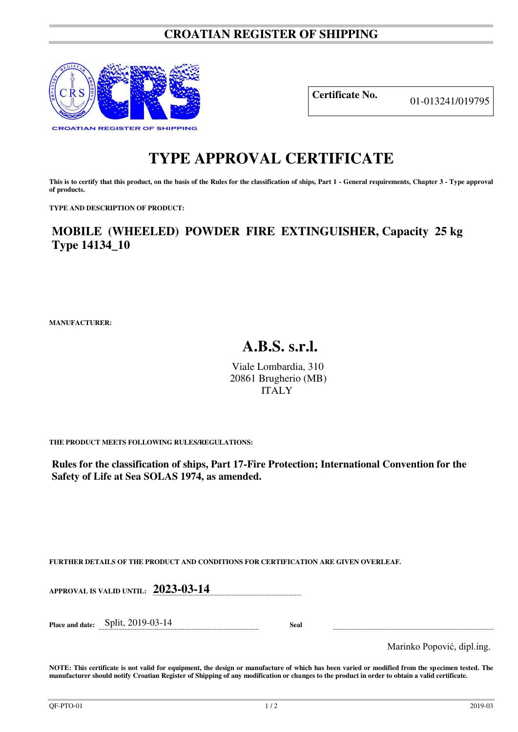# CROATIAN REGISTER OF SHIPPING

| **Certificate No.** | 01-013241/019795 |
|---|---|

# TYPE APPROVAL CERTIFICATE

**This is to certify that this product, on the basis of the Rules for the classification of ships, Part 1 - General requirements, Chapter 3 - Type approval of products.**

**TYPE AND DESCRIPTION OF PRODUCT:**

## MOBILE (WHEELED) POWDER FIRE EXTINGUISHER, Capacity 25 kg Type 14134_10

**MANUFACTURER:**

## A.B.S. s.r.l.

Viale Lombardia, 310
20861 Brugherio (MB)
ITALY

**THE PRODUCT MEETS FOLLOWING RULES/REGULATIONS:**

**Rules for the classification of ships, Part 17-Fire Protection; International Convention for the Safety of Life at Sea SOLAS 1974, as amended.**

**FURTHER DETAILS OF THE PRODUCT AND CONDITIONS FOR CERTIFICATION ARE GIVEN OVERLEAF.**

**APPROVAL IS VALID UNTIL:** **2023-03-14**

**Place and date:** Split, 2019-03-14

**Seal**

Marinko Popović, dipl.ing.

**NOTE: This certificate is not valid for equipment, the design or manufacture of which has been varied or modified from the specimen tested. The manufacturer should notify Croatian Register of Shipping of any modification or changes to the product in order to obtain a valid certificate.**

QF-PTO-01 2019-03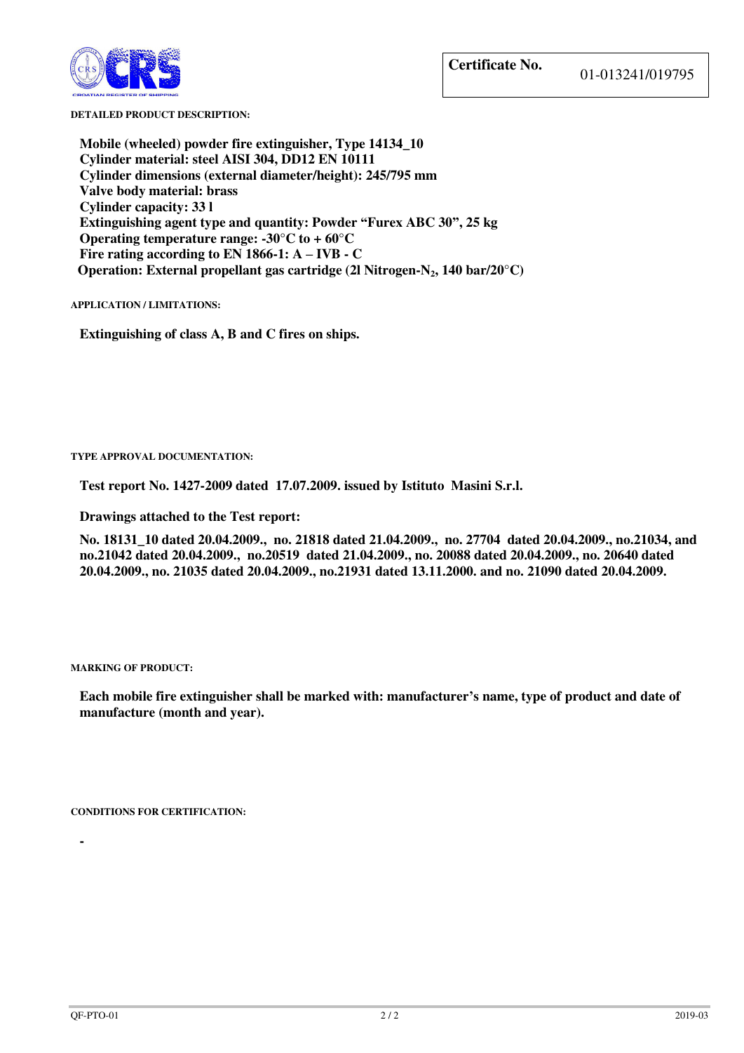| Certificate No. | 01-013241/019795 |
|---|---|

**DETAILED PRODUCT DESCRIPTION:**

**Mobile (wheeled) powder fire extinguisher, Type 14134_10**
**Cylinder material: steel AISI 304, DD12 EN 10111**
**Cylinder dimensions (external diameter/height): 245/795 mm**
**Valve body material: brass**
**Cylinder capacity: 33 l**
**Extinguishing agent type and quantity: Powder "Furex ABC 30", 25 kg**
**Operating temperature range: -30°C to + 60°C**
**Fire rating according to EN 1866-1: A – IVB - C**
**Operation: External propellant gas cartridge (2l Nitrogen-$N_2$, 140 bar/20°C)**

**APPLICATION / LIMITATIONS:**

**Extinguishing of class A, B and C fires on ships.**

**TYPE APPROVAL DOCUMENTATION:**

**Test report No. 1427-2009 dated 17.07.2009. issued by Istituto Masini S.r.l.**

**Drawings attached to the Test report:**

**No. 18131_10 dated 20.04.2009., no. 21818 dated 21.04.2009., no. 27704 dated 20.04.2009., no.21034, and no.21042 dated 20.04.2009., no.20519 dated 21.04.2009., no. 20088 dated 20.04.2009., no. 20640 dated 20.04.2009., no. 21035 dated 20.04.2009., no.21931 dated 13.11.2000. and no. 21090 dated 20.04.2009.**

**MARKING OF PRODUCT:**

**Each mobile fire extinguisher shall be marked with: manufacturer's name, type of product and date of manufacture (month and year).**

**CONDITIONS FOR CERTIFICATION:**

**-**

QF-PTO-01 2019-03